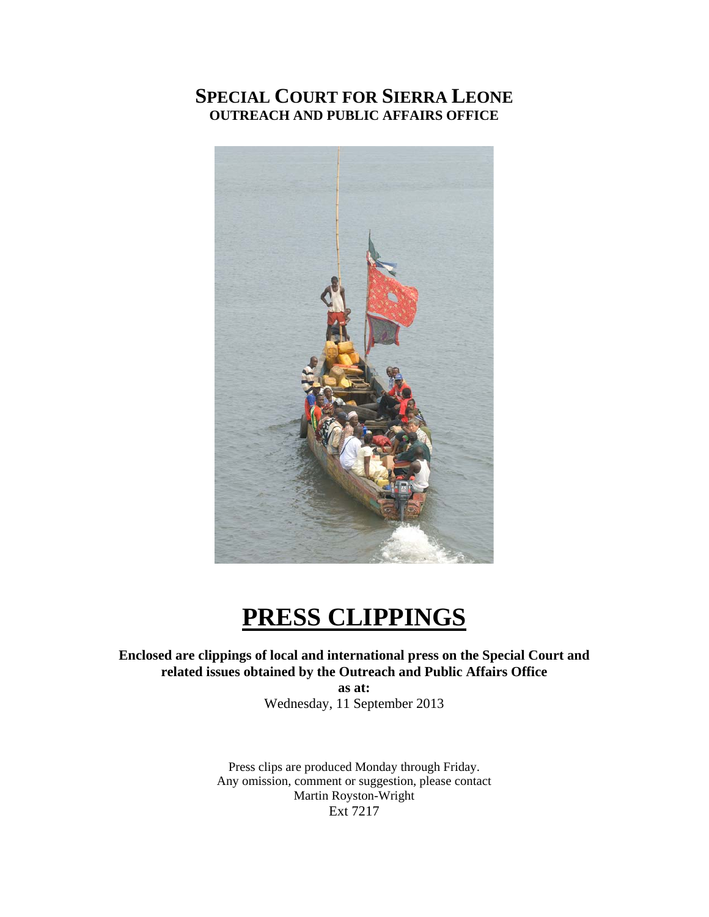# SPECIAL COURT FOR SIERRA LEONE
## OUTREACH AND PUBLIC AFFAIRS OFFICE

# PRESS CLIPPINGS

**Enclosed are clippings of local and international press on the Special Court and related issues obtained by the Outreach and Public Affairs Office**

**as at:**

Wednesday, 11 September 2013

Press clips are produced Monday through Friday.
Any omission, comment or suggestion, please contact
Martin Royston-Wright
Ext 7217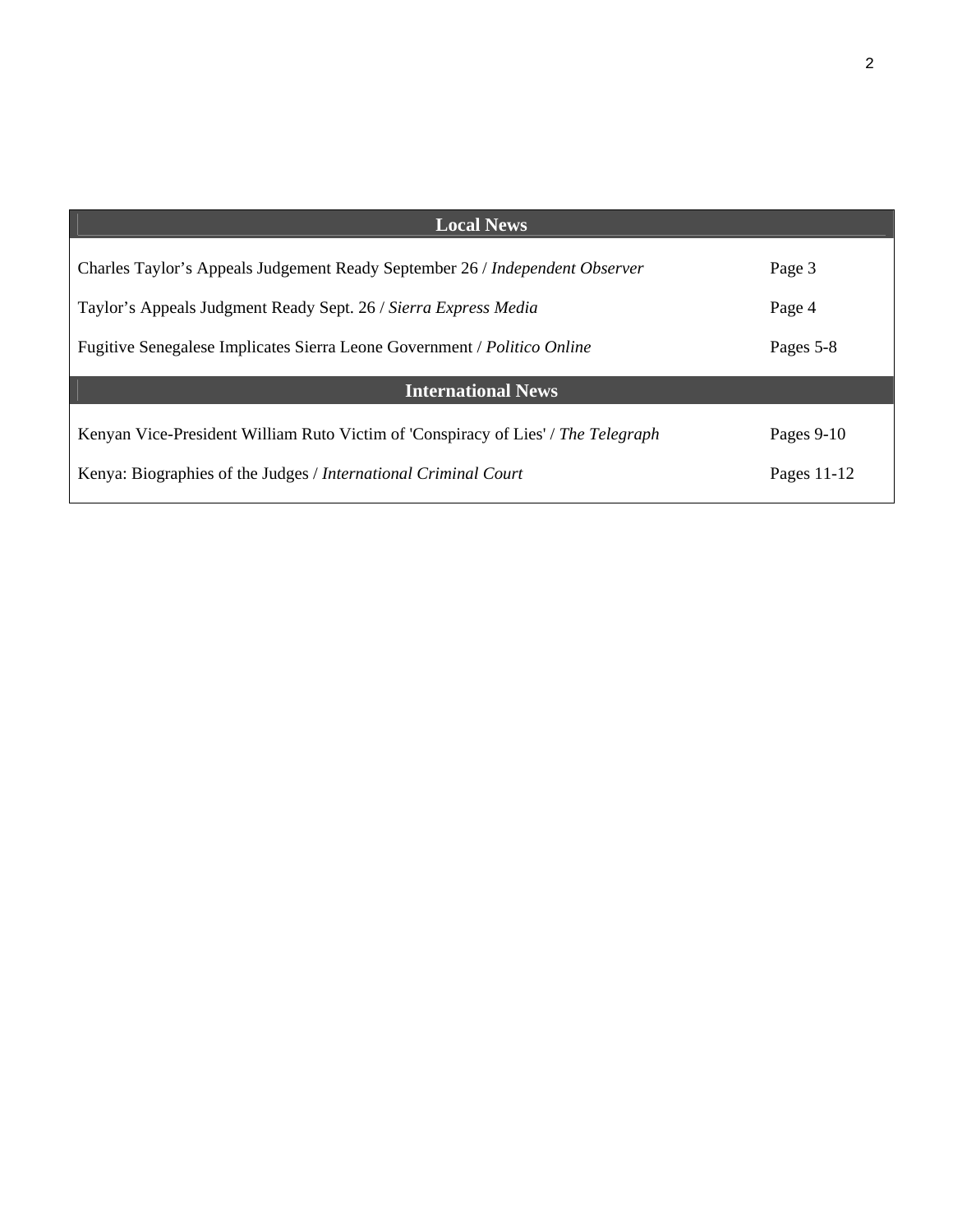| Local News | |
|---|---|
| Charles Taylor’s Appeals Judgement Ready September 26 / *Independent Observer* | Page 3 |
| Taylor’s Appeals Judgment Ready Sept. 26 / *Sierra Express Media* | Page 4 |
| Fugitive Senegalese Implicates Sierra Leone Government / *Politico Online* | Pages 5-8 |
| **International News** | |
| Kenyan Vice-President William Ruto Victim of 'Conspiracy of Lies' / *The Telegraph* | Pages 9-10 |
| Kenya: Biographies of the Judges / *International Criminal Court* | Pages 11-12 |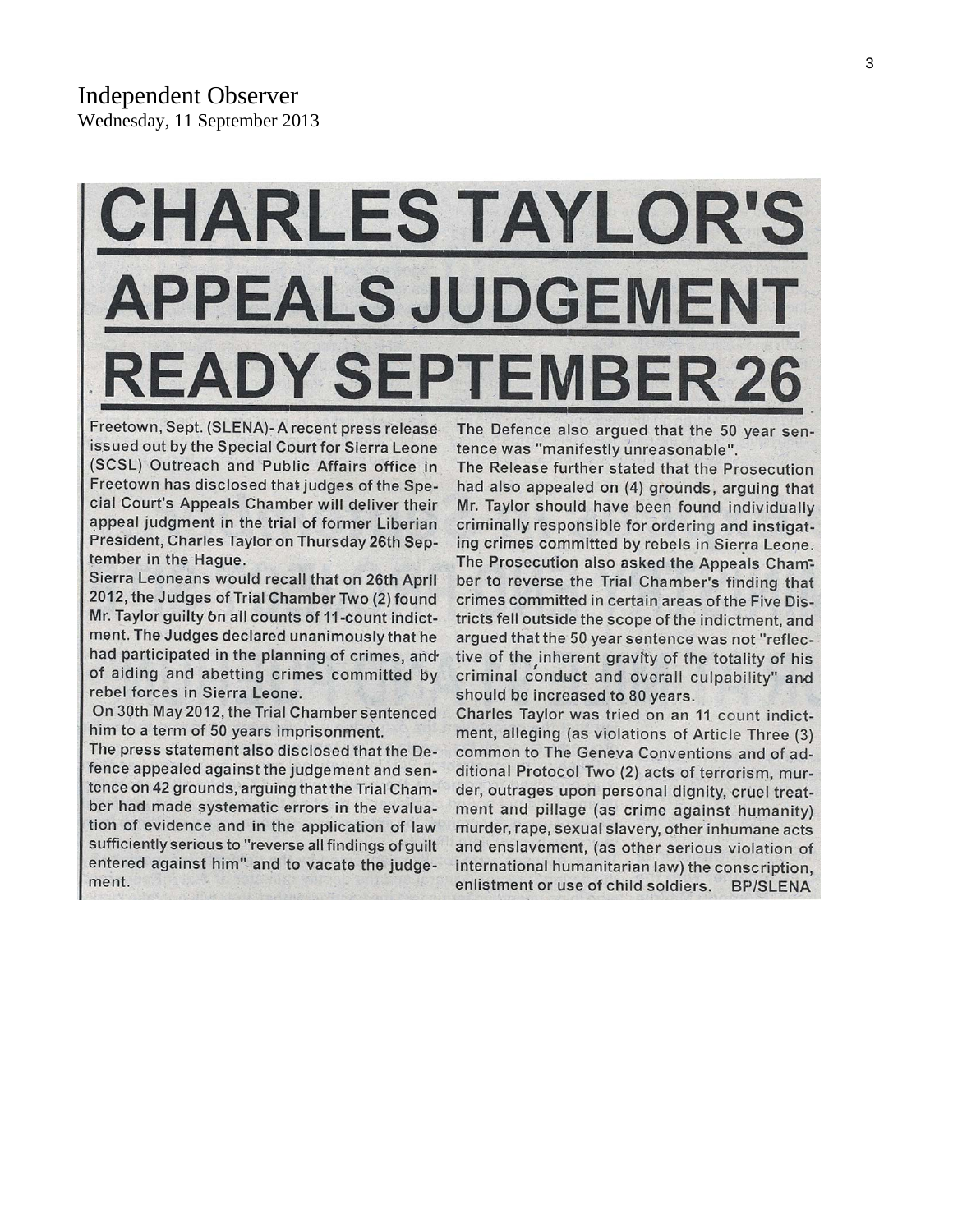Independent Observer
Wednesday, 11 September 2013

# CHARLES TAYLOR'S APPEALS JUDGEMENT READY SEPTEMBER 26

Freetown, Sept. (SLENA)- A recent press release issued out by the Special Court for Sierra Leone (SCSL) Outreach and Public Affairs office in Freetown has disclosed that judges of the Special Court's Appeals Chamber will deliver their appeal judgment in the trial of former Liberian President, Charles Taylor on Thursday 26th September in the Hague.

Sierra Leoneans would recall that on 26th April 2012, the Judges of Trial Chamber Two (2) found Mr. Taylor guilty on all counts of 11-count indictment. The Judges declared unanimously that he had participated in the planning of crimes, and of aiding and abetting crimes committed by rebel forces in Sierra Leone.

On 30th May 2012, the Trial Chamber sentenced him to a term of 50 years imprisonment.

The press statement also disclosed that the Defence appealed against the judgement and sentence on 42 grounds, arguing that the Trial Chamber had made systematic errors in the evaluation of evidence and in the application of law sufficiently serious to "reverse all findings of guilt entered against him" and to vacate the judgement.

The Defence also argued that the 50 year sentence was "manifestly unreasonable".

The Release further stated that the Prosecution had also appealed on (4) grounds, arguing that Mr. Taylor should have been found individually criminally responsible for ordering and instigating crimes committed by rebels in Sierra Leone. The Prosecution also asked the Appeals Chamber to reverse the Trial Chamber's finding that crimes committed in certain areas of the Five Districts fell outside the scope of the indictment, and argued that the 50 year sentence was not "reflective of the inherent gravity of the totality of his criminal conduct and overall culpability" and should be increased to 80 years.

Charles Taylor was tried on an 11 count indictment, alleging (as violations of Article Three (3) common to The Geneva Conventions and of additional Protocol Two (2) acts of terrorism, murder, outrages upon personal dignity, cruel treatment and pillage (as crime against humanity) murder, rape, sexual slavery, other inhumane acts and enslavement, (as other serious violation of international humanitarian law) the conscription, enlistment or use of child soldiers. **BP/SLENA**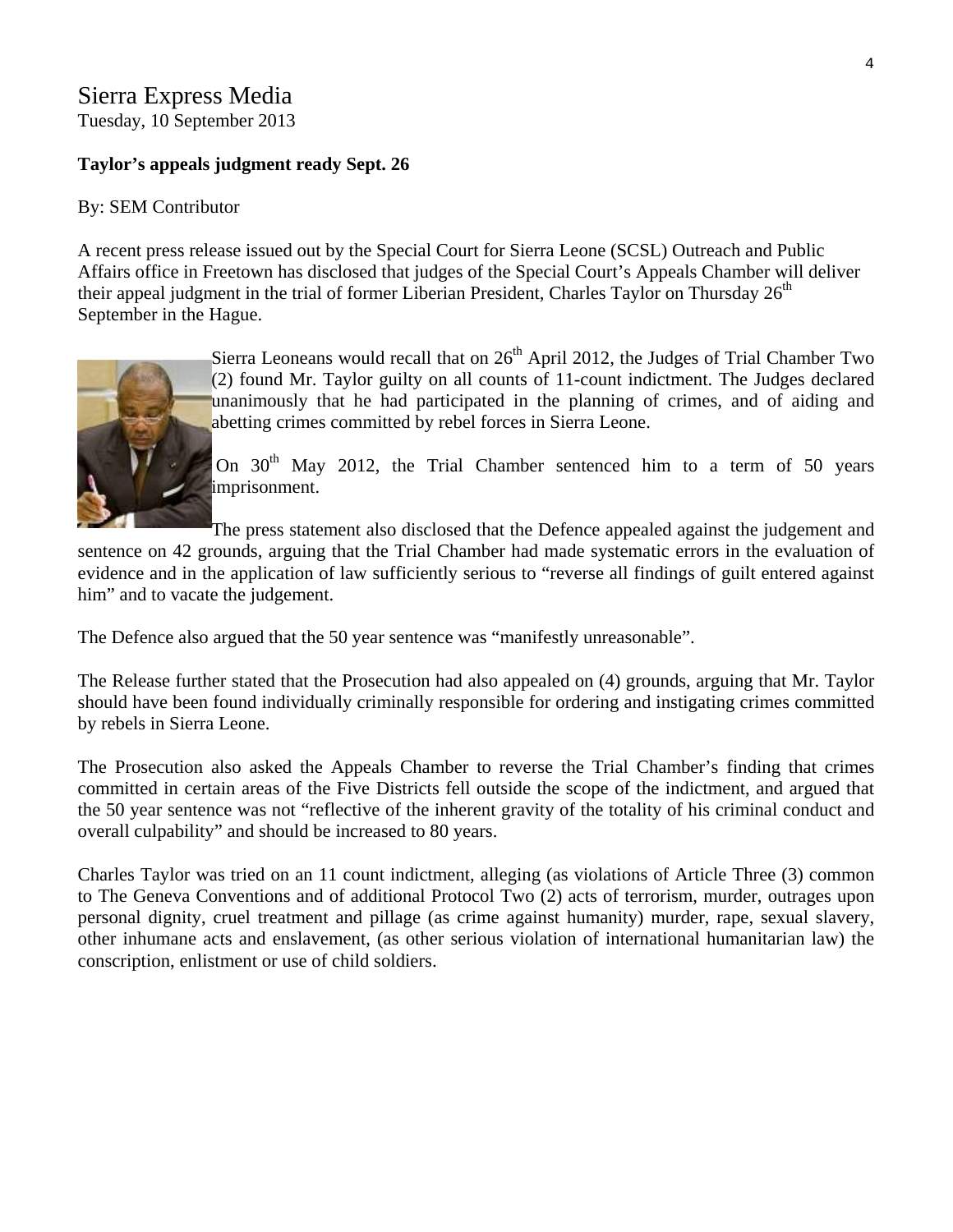# Sierra Express Media

Tuesday, 10 September 2013

**Taylor's appeals judgment ready Sept. 26**

By: SEM Contributor

A recent press release issued out by the Special Court for Sierra Leone (SCSL) Outreach and Public Affairs office in Freetown has disclosed that judges of the Special Court's Appeals Chamber will deliver their appeal judgment in the trial of former Liberian President, Charles Taylor on Thursday 26th September in the Hague.

Sierra Leoneans would recall that on 26th April 2012, the Judges of Trial Chamber Two (2) found Mr. Taylor guilty on all counts of 11-count indictment. The Judges declared unanimously that he had participated in the planning of crimes, and of aiding and abetting crimes committed by rebel forces in Sierra Leone.

On 30th May 2012, the Trial Chamber sentenced him to a term of 50 years imprisonment.

The press statement also disclosed that the Defence appealed against the judgement and sentence on 42 grounds, arguing that the Trial Chamber had made systematic errors in the evaluation of evidence and in the application of law sufficiently serious to "reverse all findings of guilt entered against him" and to vacate the judgement.

The Defence also argued that the 50 year sentence was "manifestly unreasonable".

The Release further stated that the Prosecution had also appealed on (4) grounds, arguing that Mr. Taylor should have been found individually criminally responsible for ordering and instigating crimes committed by rebels in Sierra Leone.

The Prosecution also asked the Appeals Chamber to reverse the Trial Chamber's finding that crimes committed in certain areas of the Five Districts fell outside the scope of the indictment, and argued that the 50 year sentence was not "reflective of the inherent gravity of the totality of his criminal conduct and overall culpability" and should be increased to 80 years.

Charles Taylor was tried on an 11 count indictment, alleging (as violations of Article Three (3) common to The Geneva Conventions and of additional Protocol Two (2) acts of terrorism, murder, outrages upon personal dignity, cruel treatment and pillage (as crime against humanity) murder, rape, sexual slavery, other inhumane acts and enslavement, (as other serious violation of international humanitarian law) the conscription, enlistment or use of child soldiers.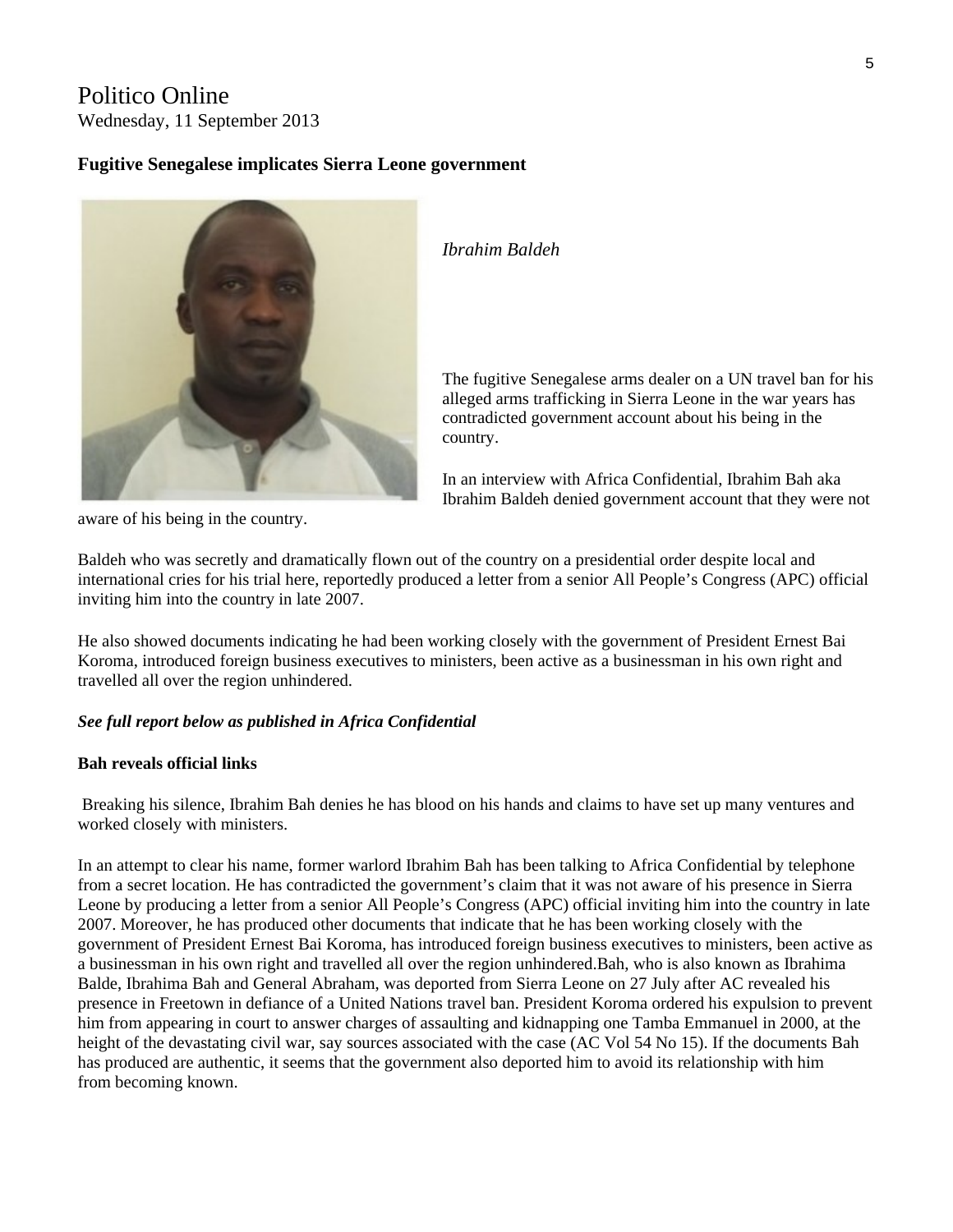# Politico Online

Wednesday, 11 September 2013

**Fugitive Senegalese implicates Sierra Leone government**

*Ibrahim Baldeh*

The fugitive Senegalese arms dealer on a UN travel ban for his alleged arms trafficking in Sierra Leone in the war years has contradicted government account about his being in the country.

In an interview with Africa Confidential, Ibrahim Bah aka Ibrahim Baldeh denied government account that they were not aware of his being in the country.

Baldeh who was secretly and dramatically flown out of the country on a presidential order despite local and international cries for his trial here, reportedly produced a letter from a senior All People's Congress (APC) official inviting him into the country in late 2007.

He also showed documents indicating he had been working closely with the government of President Ernest Bai Koroma, introduced foreign business executives to ministers, been active as a businessman in his own right and travelled all over the region unhindered.

***See full report below as published in Africa Confidential***

**Bah reveals official links**

Breaking his silence, Ibrahim Bah denies he has blood on his hands and claims to have set up many ventures and worked closely with ministers.

In an attempt to clear his name, former warlord Ibrahim Bah has been talking to Africa Confidential by telephone from a secret location. He has contradicted the government's claim that it was not aware of his presence in Sierra Leone by producing a letter from a senior All People's Congress (APC) official inviting him into the country in late 2007. Moreover, he has produced other documents that indicate that he has been working closely with the government of President Ernest Bai Koroma, has introduced foreign business executives to ministers, been active as a businessman in his own right and travelled all over the region unhindered.Bah, who is also known as Ibrahima Balde, Ibrahima Bah and General Abraham, was deported from Sierra Leone on 27 July after AC revealed his presence in Freetown in defiance of a United Nations travel ban. President Koroma ordered his expulsion to prevent him from appearing in court to answer charges of assaulting and kidnapping one Tamba Emmanuel in 2000, at the height of the devastating civil war, say sources associated with the case (AC Vol 54 No 15). If the documents Bah has produced are authentic, it seems that the government also deported him to avoid its relationship with him from becoming known.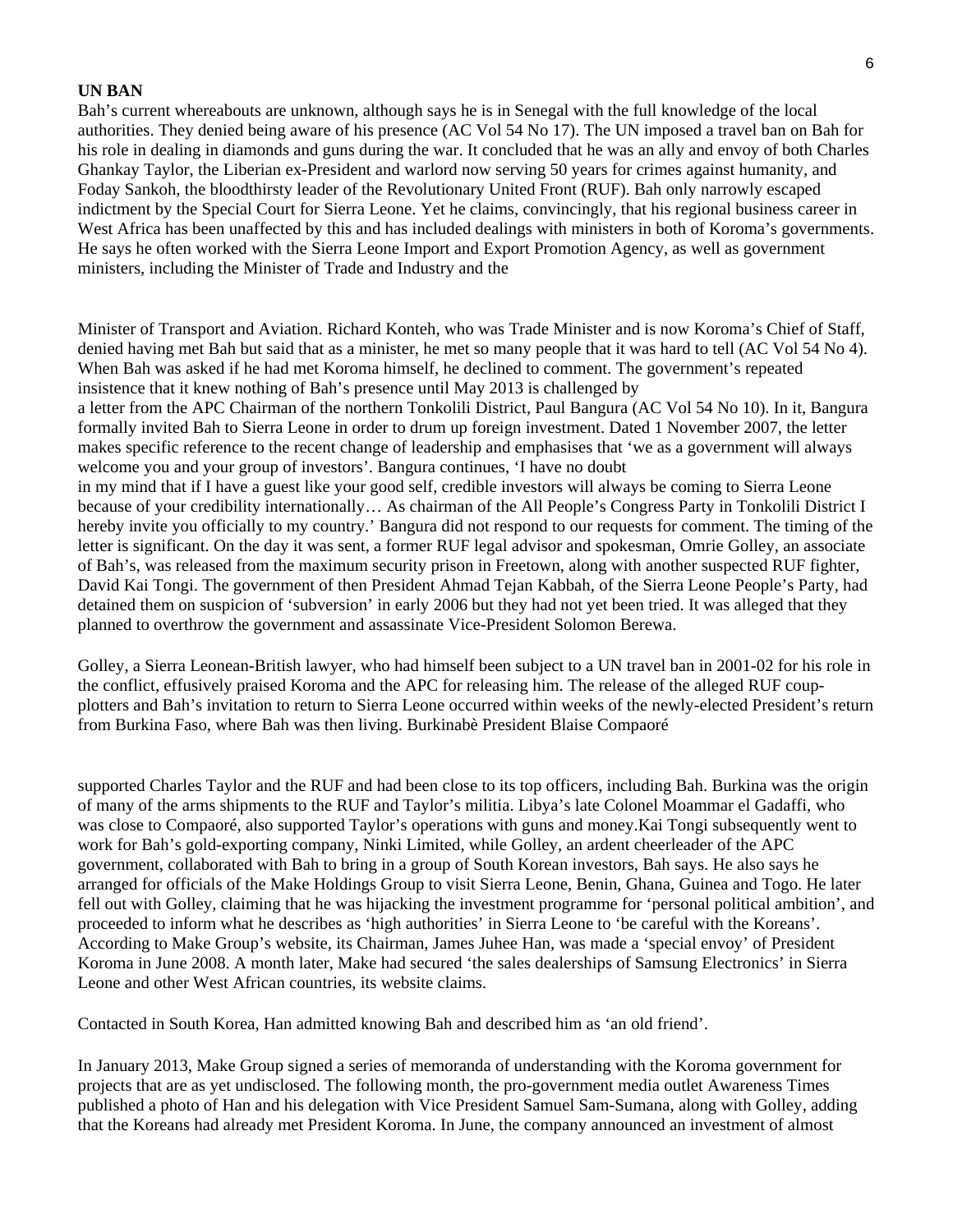**UN BAN**

Bah's current whereabouts are unknown, although says he is in Senegal with the full knowledge of the local authorities. They denied being aware of his presence (AC Vol 54 No 17). The UN imposed a travel ban on Bah for his role in dealing in diamonds and guns during the war. It concluded that he was an ally and envoy of both Charles Ghankay Taylor, the Liberian ex-President and warlord now serving 50 years for crimes against humanity, and Foday Sankoh, the bloodthirsty leader of the Revolutionary United Front (RUF). Bah only narrowly escaped indictment by the Special Court for Sierra Leone. Yet he claims, convincingly, that his regional business career in West Africa has been unaffected by this and has included dealings with ministers in both of Koroma's governments. He says he often worked with the Sierra Leone Import and Export Promotion Agency, as well as government ministers, including the Minister of Trade and Industry and the

Minister of Transport and Aviation. Richard Konteh, who was Trade Minister and is now Koroma's Chief of Staff, denied having met Bah but said that as a minister, he met so many people that it was hard to tell (AC Vol 54 No 4). When Bah was asked if he had met Koroma himself, he declined to comment. The government's repeated insistence that it knew nothing of Bah's presence until May 2013 is challenged by a letter from the APC Chairman of the northern Tonkolili District, Paul Bangura (AC Vol 54 No 10). In it, Bangura formally invited Bah to Sierra Leone in order to drum up foreign investment. Dated 1 November 2007, the letter makes specific reference to the recent change of leadership and emphasises that 'we as a government will always welcome you and your group of investors'. Bangura continues, 'I have no doubt in my mind that if I have a guest like your good self, credible investors will always be coming to Sierra Leone because of your credibility internationally… As chairman of the All People's Congress Party in Tonkolili District I hereby invite you officially to my country.' Bangura did not respond to our requests for comment. The timing of the letter is significant. On the day it was sent, a former RUF legal advisor and spokesman, Omrie Golley, an associate of Bah's, was released from the maximum security prison in Freetown, along with another suspected RUF fighter, David Kai Tongi. The government of then President Ahmad Tejan Kabbah, of the Sierra Leone People's Party, had detained them on suspicion of 'subversion' in early 2006 but they had not yet been tried. It was alleged that they planned to overthrow the government and assassinate Vice-President Solomon Berewa.

Golley, a Sierra Leonean-British lawyer, who had himself been subject to a UN travel ban in 2001-02 for his role in the conflict, effusively praised Koroma and the APC for releasing him. The release of the alleged RUF coup-plotters and Bah's invitation to return to Sierra Leone occurred within weeks of the newly-elected President's return from Burkina Faso, where Bah was then living. Burkinabè President Blaise Compaoré

supported Charles Taylor and the RUF and had been close to its top officers, including Bah. Burkina was the origin of many of the arms shipments to the RUF and Taylor's militia. Libya's late Colonel Moammar el Gadaffi, who was close to Compaoré, also supported Taylor's operations with guns and money.Kai Tongi subsequently went to work for Bah's gold-exporting company, Ninki Limited, while Golley, an ardent cheerleader of the APC government, collaborated with Bah to bring in a group of South Korean investors, Bah says. He also says he arranged for officials of the Make Holdings Group to visit Sierra Leone, Benin, Ghana, Guinea and Togo. He later fell out with Golley, claiming that he was hijacking the investment programme for 'personal political ambition', and proceeded to inform what he describes as 'high authorities' in Sierra Leone to 'be careful with the Koreans'. According to Make Group's website, its Chairman, James Juhee Han, was made a 'special envoy' of President Koroma in June 2008. A month later, Make had secured 'the sales dealerships of Samsung Electronics' in Sierra Leone and other West African countries, its website claims.

Contacted in South Korea, Han admitted knowing Bah and described him as 'an old friend'.

In January 2013, Make Group signed a series of memoranda of understanding with the Koroma government for projects that are as yet undisclosed. The following month, the pro-government media outlet Awareness Times published a photo of Han and his delegation with Vice President Samuel Sam-Sumana, along with Golley, adding that the Koreans had already met President Koroma. In June, the company announced an investment of almost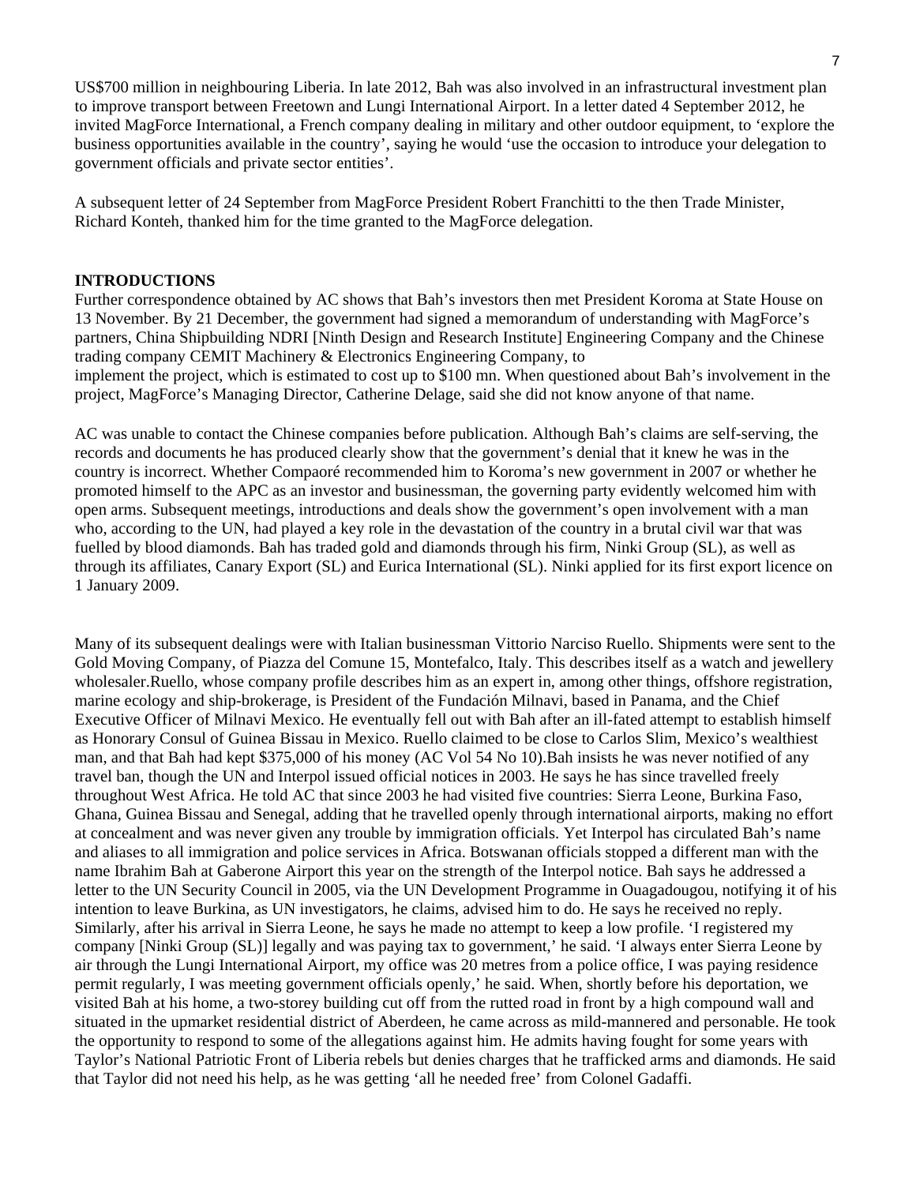US$700 million in neighbouring Liberia. In late 2012, Bah was also involved in an infrastructural investment plan to improve transport between Freetown and Lungi International Airport. In a letter dated 4 September 2012, he invited MagForce International, a French company dealing in military and other outdoor equipment, to 'explore the business opportunities available in the country', saying he would 'use the occasion to introduce your delegation to government officials and private sector entities'.

A subsequent letter of 24 September from MagForce President Robert Franchitti to the then Trade Minister, Richard Konteh, thanked him for the time granted to the MagForce delegation.

**INTRODUCTIONS**

Further correspondence obtained by AC shows that Bah's investors then met President Koroma at State House on 13 November. By 21 December, the government had signed a memorandum of understanding with MagForce's partners, China Shipbuilding NDRI [Ninth Design and Research Institute] Engineering Company and the Chinese trading company CEMIT Machinery & Electronics Engineering Company, to implement the project, which is estimated to cost up to $100 mn. When questioned about Bah's involvement in the project, MagForce's Managing Director, Catherine Delage, said she did not know anyone of that name.

AC was unable to contact the Chinese companies before publication. Although Bah's claims are self-serving, the records and documents he has produced clearly show that the government's denial that it knew he was in the country is incorrect. Whether Compaoré recommended him to Koroma's new government in 2007 or whether he promoted himself to the APC as an investor and businessman, the governing party evidently welcomed him with open arms. Subsequent meetings, introductions and deals show the government's open involvement with a man who, according to the UN, had played a key role in the devastation of the country in a brutal civil war that was fuelled by blood diamonds. Bah has traded gold and diamonds through his firm, Ninki Group (SL), as well as through its affiliates, Canary Export (SL) and Eurica International (SL). Ninki applied for its first export licence on 1 January 2009.

Many of its subsequent dealings were with Italian businessman Vittorio Narciso Ruello. Shipments were sent to the Gold Moving Company, of Piazza del Comune 15, Montefalco, Italy. This describes itself as a watch and jewellery wholesaler.Ruello, whose company profile describes him as an expert in, among other things, offshore registration, marine ecology and ship-brokerage, is President of the Fundación Milnavi, based in Panama, and the Chief Executive Officer of Milnavi Mexico. He eventually fell out with Bah after an ill-fated attempt to establish himself as Honorary Consul of Guinea Bissau in Mexico. Ruello claimed to be close to Carlos Slim, Mexico's wealthiest man, and that Bah had kept $375,000 of his money (AC Vol 54 No 10).Bah insists he was never notified of any travel ban, though the UN and Interpol issued official notices in 2003. He says he has since travelled freely throughout West Africa. He told AC that since 2003 he had visited five countries: Sierra Leone, Burkina Faso, Ghana, Guinea Bissau and Senegal, adding that he travelled openly through international airports, making no effort at concealment and was never given any trouble by immigration officials. Yet Interpol has circulated Bah's name and aliases to all immigration and police services in Africa. Botswanan officials stopped a different man with the name Ibrahim Bah at Gaberone Airport this year on the strength of the Interpol notice. Bah says he addressed a letter to the UN Security Council in 2005, via the UN Development Programme in Ouagadougou, notifying it of his intention to leave Burkina, as UN investigators, he claims, advised him to do. He says he received no reply. Similarly, after his arrival in Sierra Leone, he says he made no attempt to keep a low profile. 'I registered my company [Ninki Group (SL)] legally and was paying tax to government,' he said. 'I always enter Sierra Leone by air through the Lungi International Airport, my office was 20 metres from a police office, I was paying residence permit regularly, I was meeting government officials openly,' he said. When, shortly before his deportation, we visited Bah at his home, a two-storey building cut off from the rutted road in front by a high compound wall and situated in the upmarket residential district of Aberdeen, he came across as mild-mannered and personable. He took the opportunity to respond to some of the allegations against him. He admits having fought for some years with Taylor's National Patriotic Front of Liberia rebels but denies charges that he trafficked arms and diamonds. He said that Taylor did not need his help, as he was getting 'all he needed free' from Colonel Gadaffi.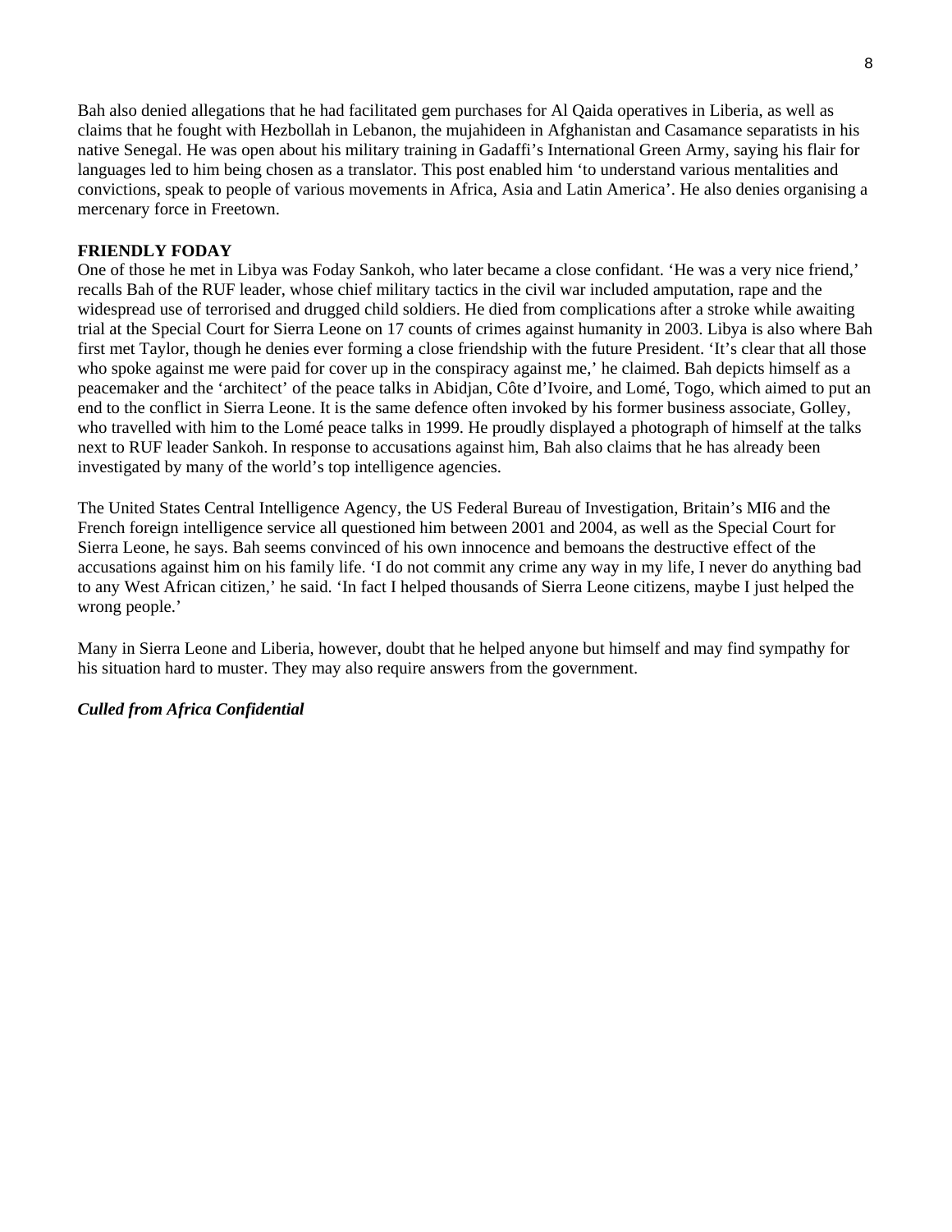Bah also denied allegations that he had facilitated gem purchases for Al Qaida operatives in Liberia, as well as claims that he fought with Hezbollah in Lebanon, the mujahideen in Afghanistan and Casamance separatists in his native Senegal. He was open about his military training in Gadaffi's International Green Army, saying his flair for languages led to him being chosen as a translator. This post enabled him 'to understand various mentalities and convictions, speak to people of various movements in Africa, Asia and Latin America'. He also denies organising a mercenary force in Freetown.

**FRIENDLY FODAY**

One of those he met in Libya was Foday Sankoh, who later became a close confidant. 'He was a very nice friend,' recalls Bah of the RUF leader, whose chief military tactics in the civil war included amputation, rape and the widespread use of terrorised and drugged child soldiers. He died from complications after a stroke while awaiting trial at the Special Court for Sierra Leone on 17 counts of crimes against humanity in 2003. Libya is also where Bah first met Taylor, though he denies ever forming a close friendship with the future President. 'It's clear that all those who spoke against me were paid for cover up in the conspiracy against me,' he claimed. Bah depicts himself as a peacemaker and the 'architect' of the peace talks in Abidjan, Côte d'Ivoire, and Lomé, Togo, which aimed to put an end to the conflict in Sierra Leone. It is the same defence often invoked by his former business associate, Golley, who travelled with him to the Lomé peace talks in 1999. He proudly displayed a photograph of himself at the talks next to RUF leader Sankoh. In response to accusations against him, Bah also claims that he has already been investigated by many of the world's top intelligence agencies.

The United States Central Intelligence Agency, the US Federal Bureau of Investigation, Britain's MI6 and the French foreign intelligence service all questioned him between 2001 and 2004, as well as the Special Court for Sierra Leone, he says. Bah seems convinced of his own innocence and bemoans the destructive effect of the accusations against him on his family life. 'I do not commit any crime any way in my life, I never do anything bad to any West African citizen,' he said. 'In fact I helped thousands of Sierra Leone citizens, maybe I just helped the wrong people.'

Many in Sierra Leone and Liberia, however, doubt that he helped anyone but himself and may find sympathy for his situation hard to muster. They may also require answers from the government.

***Culled from Africa Confidential***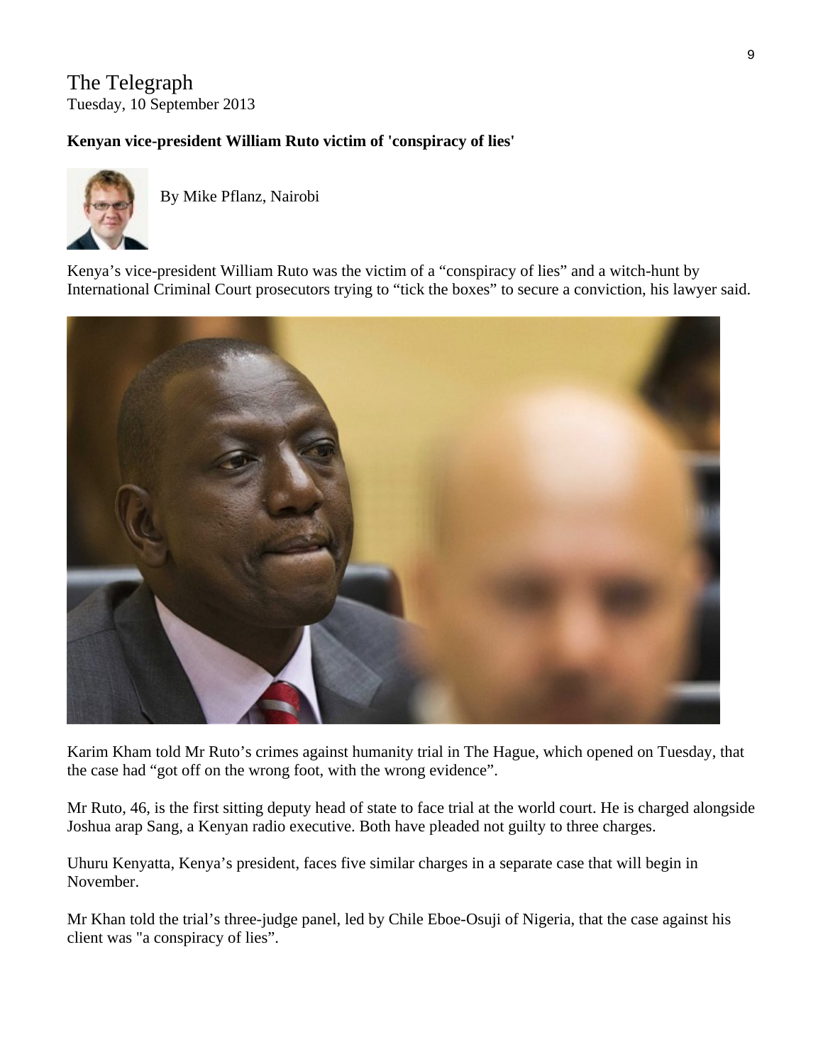The Telegraph
Tuesday, 10 September 2013

**Kenyan vice-president William Ruto victim of 'conspiracy of lies'**

By Mike Pflanz, Nairobi

Kenya's vice-president William Ruto was the victim of a "conspiracy of lies" and a witch-hunt by International Criminal Court prosecutors trying to "tick the boxes" to secure a conviction, his lawyer said.

Karim Kham told Mr Ruto's crimes against humanity trial in The Hague, which opened on Tuesday, that the case had "got off on the wrong foot, with the wrong evidence".

Mr Ruto, 46, is the first sitting deputy head of state to face trial at the world court. He is charged alongside Joshua arap Sang, a Kenyan radio executive. Both have pleaded not guilty to three charges.

Uhuru Kenyatta, Kenya's president, faces five similar charges in a separate case that will begin in November.

Mr Khan told the trial's three-judge panel, led by Chile Eboe-Osuji of Nigeria, that the case against his client was "a conspiracy of lies".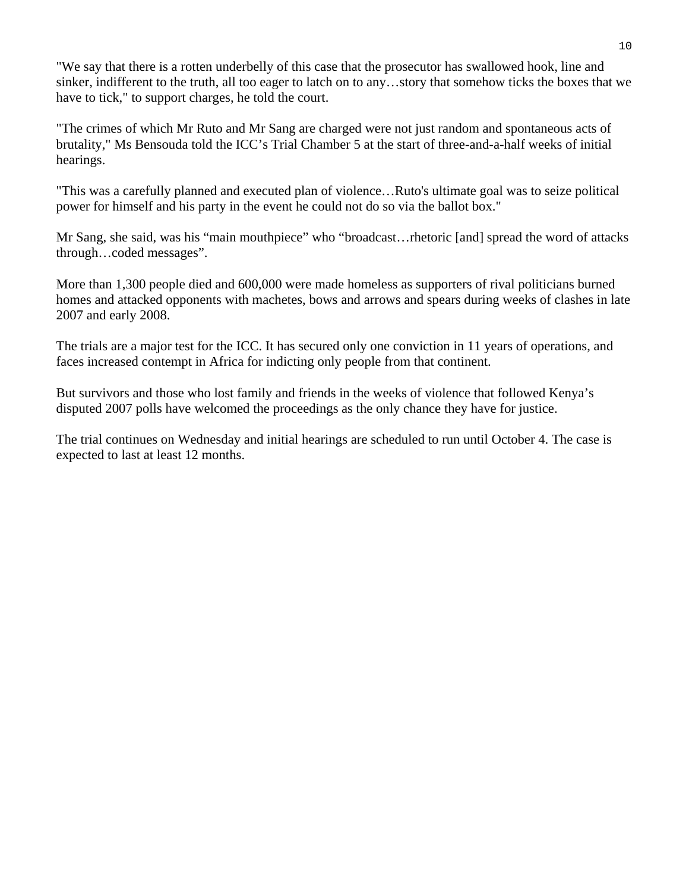"We say that there is a rotten underbelly of this case that the prosecutor has swallowed hook, line and sinker, indifferent to the truth, all too eager to latch on to any…story that somehow ticks the boxes that we have to tick," to support charges, he told the court.

"The crimes of which Mr Ruto and Mr Sang are charged were not just random and spontaneous acts of brutality," Ms Bensouda told the ICC's Trial Chamber 5 at the start of three-and-a-half weeks of initial hearings.

"This was a carefully planned and executed plan of violence…Ruto's ultimate goal was to seize political power for himself and his party in the event he could not do so via the ballot box."

Mr Sang, she said, was his "main mouthpiece" who "broadcast…rhetoric [and] spread the word of attacks through…coded messages".

More than 1,300 people died and 600,000 were made homeless as supporters of rival politicians burned homes and attacked opponents with machetes, bows and arrows and spears during weeks of clashes in late 2007 and early 2008.

The trials are a major test for the ICC. It has secured only one conviction in 11 years of operations, and faces increased contempt in Africa for indicting only people from that continent.

But survivors and those who lost family and friends in the weeks of violence that followed Kenya's disputed 2007 polls have welcomed the proceedings as the only chance they have for justice.

The trial continues on Wednesday and initial hearings are scheduled to run until October 4. The case is expected to last at least 12 months.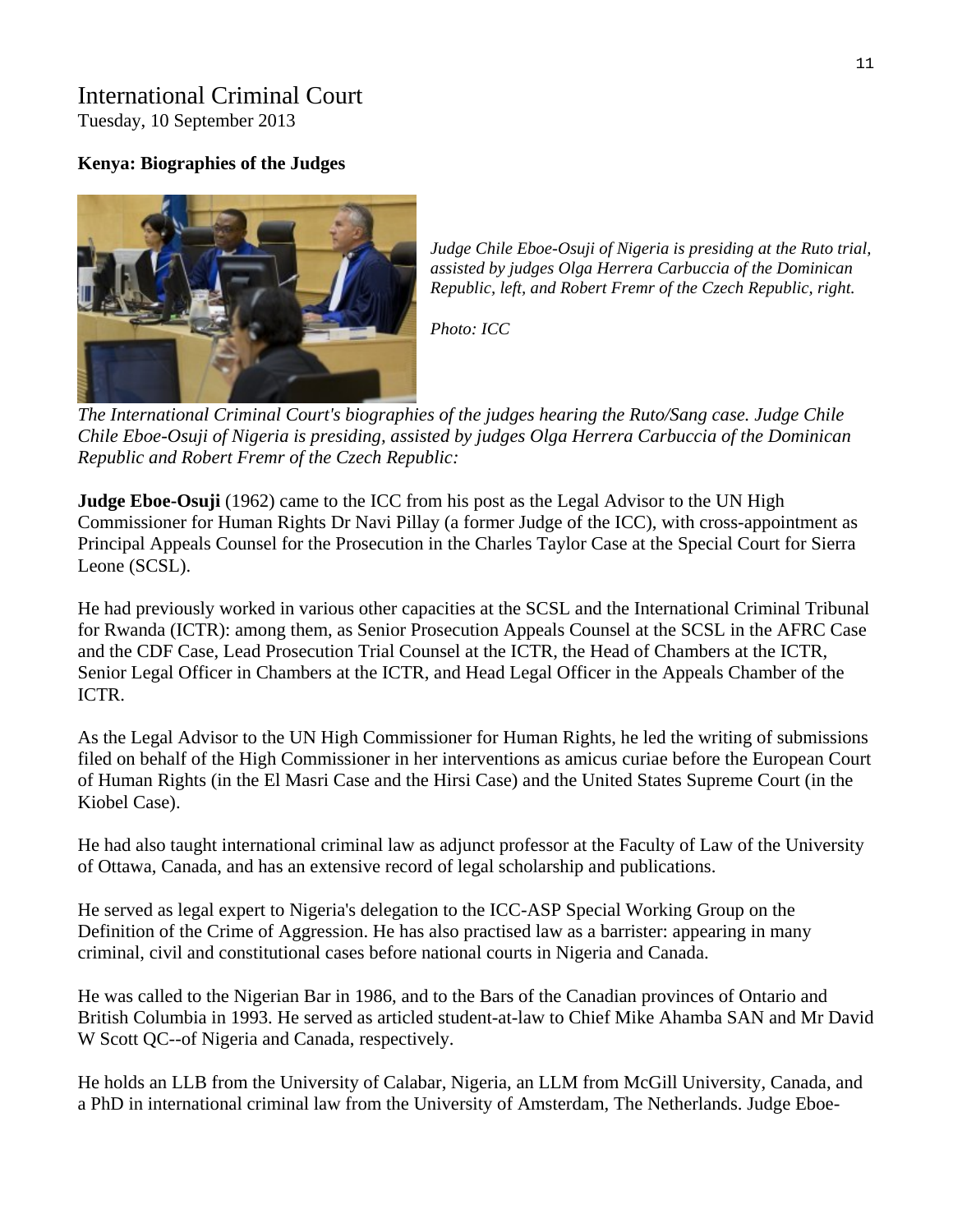# International Criminal Court

Tuesday, 10 September 2013

**Kenya: Biographies of the Judges**

*Judge Chile Eboe-Osuji of Nigeria is presiding at the Ruto trial, assisted by judges Olga Herrera Carbuccia of the Dominican Republic, left, and Robert Fremr of the Czech Republic, right.*

*Photo: ICC*

*The International Criminal Court's biographies of the judges hearing the Ruto/Sang case. Judge Chile Chile Eboe-Osuji of Nigeria is presiding, assisted by judges Olga Herrera Carbuccia of the Dominican Republic and Robert Fremr of the Czech Republic:*

**Judge Eboe-Osuji** (1962) came to the ICC from his post as the Legal Advisor to the UN High Commissioner for Human Rights Dr Navi Pillay (a former Judge of the ICC), with cross-appointment as Principal Appeals Counsel for the Prosecution in the Charles Taylor Case at the Special Court for Sierra Leone (SCSL).

He had previously worked in various other capacities at the SCSL and the International Criminal Tribunal for Rwanda (ICTR): among them, as Senior Prosecution Appeals Counsel at the SCSL in the AFRC Case and the CDF Case, Lead Prosecution Trial Counsel at the ICTR, the Head of Chambers at the ICTR, Senior Legal Officer in Chambers at the ICTR, and Head Legal Officer in the Appeals Chamber of the ICTR.

As the Legal Advisor to the UN High Commissioner for Human Rights, he led the writing of submissions filed on behalf of the High Commissioner in her interventions as amicus curiae before the European Court of Human Rights (in the El Masri Case and the Hirsi Case) and the United States Supreme Court (in the Kiobel Case).

He had also taught international criminal law as adjunct professor at the Faculty of Law of the University of Ottawa, Canada, and has an extensive record of legal scholarship and publications.

He served as legal expert to Nigeria's delegation to the ICC-ASP Special Working Group on the Definition of the Crime of Aggression. He has also practised law as a barrister: appearing in many criminal, civil and constitutional cases before national courts in Nigeria and Canada.

He was called to the Nigerian Bar in 1986, and to the Bars of the Canadian provinces of Ontario and British Columbia in 1993. He served as articled student-at-law to Chief Mike Ahamba SAN and Mr David W Scott QC--of Nigeria and Canada, respectively.

He holds an LLB from the University of Calabar, Nigeria, an LLM from McGill University, Canada, and a PhD in international criminal law from the University of Amsterdam, The Netherlands. Judge Eboe-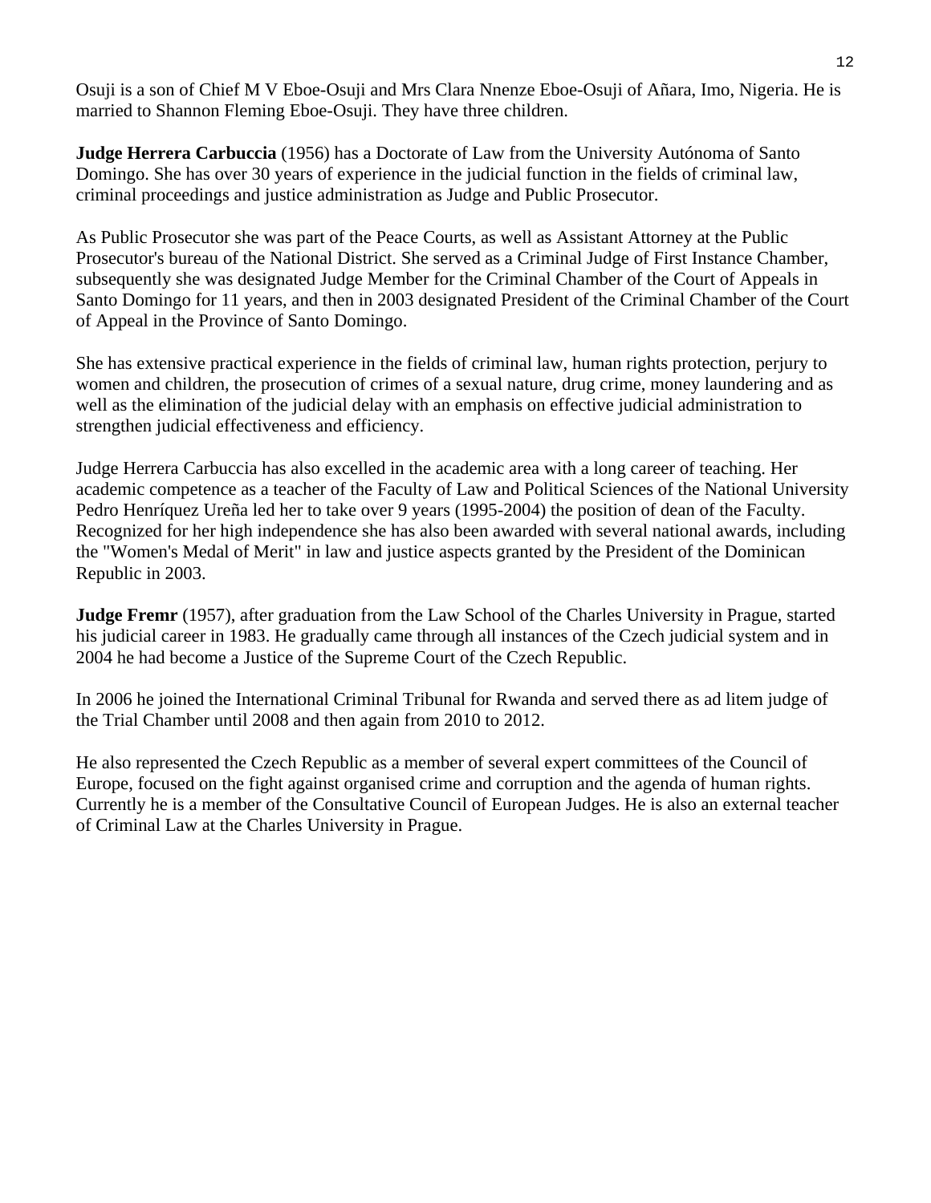Osuji is a son of Chief M V Eboe-Osuji and Mrs Clara Nnenze Eboe-Osuji of Añara, Imo, Nigeria. He is married to Shannon Fleming Eboe-Osuji. They have three children.

**Judge Herrera Carbuccia** (1956) has a Doctorate of Law from the University Autónoma of Santo Domingo. She has over 30 years of experience in the judicial function in the fields of criminal law, criminal proceedings and justice administration as Judge and Public Prosecutor.

As Public Prosecutor she was part of the Peace Courts, as well as Assistant Attorney at the Public Prosecutor's bureau of the National District. She served as a Criminal Judge of First Instance Chamber, subsequently she was designated Judge Member for the Criminal Chamber of the Court of Appeals in Santo Domingo for 11 years, and then in 2003 designated President of the Criminal Chamber of the Court of Appeal in the Province of Santo Domingo.

She has extensive practical experience in the fields of criminal law, human rights protection, perjury to women and children, the prosecution of crimes of a sexual nature, drug crime, money laundering and as well as the elimination of the judicial delay with an emphasis on effective judicial administration to strengthen judicial effectiveness and efficiency.

Judge Herrera Carbuccia has also excelled in the academic area with a long career of teaching. Her academic competence as a teacher of the Faculty of Law and Political Sciences of the National University Pedro Henríquez Ureña led her to take over 9 years (1995-2004) the position of dean of the Faculty. Recognized for her high independence she has also been awarded with several national awards, including the "Women's Medal of Merit" in law and justice aspects granted by the President of the Dominican Republic in 2003.

**Judge Fremr** (1957), after graduation from the Law School of the Charles University in Prague, started his judicial career in 1983. He gradually came through all instances of the Czech judicial system and in 2004 he had become a Justice of the Supreme Court of the Czech Republic.

In 2006 he joined the International Criminal Tribunal for Rwanda and served there as ad litem judge of the Trial Chamber until 2008 and then again from 2010 to 2012.

He also represented the Czech Republic as a member of several expert committees of the Council of Europe, focused on the fight against organised crime and corruption and the agenda of human rights. Currently he is a member of the Consultative Council of European Judges. He is also an external teacher of Criminal Law at the Charles University in Prague.